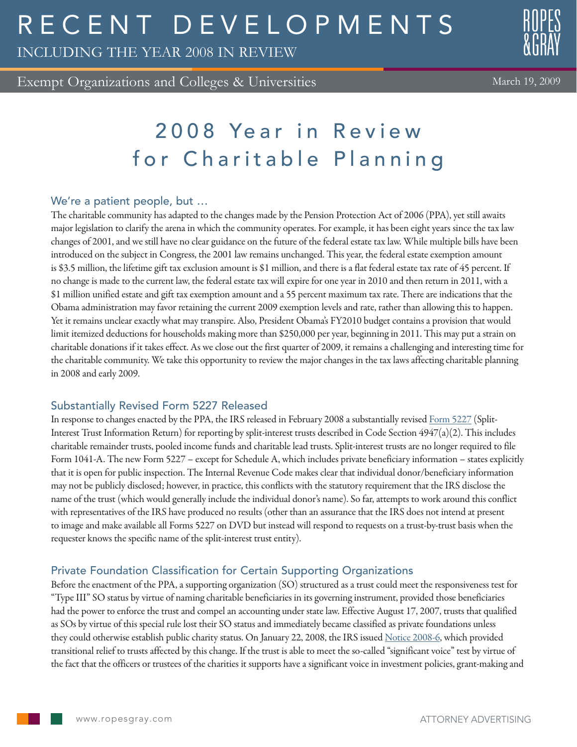# RECENT DEVELOPMENTS

INCLUDING THE YEAR 2008 IN REVIEW

Exempt Organizations and Colleges & Universities

March 19, 2009

# 2008 Year in Review for Charitable Planning

## We're a patient people, but …

The charitable community has adapted to the changes made by the Pension Protection Act of 2006 (PPA), yet still awaits major legislation to clarify the arena in which the community operates. For example, it has been eight years since the tax law changes of 2001, and we still have no clear guidance on the future of the federal estate tax law. While multiple bills have been introduced on the subject in Congress, the 2001 law remains unchanged. This year, the federal estate exemption amount is $3.5 million, the lifetime gift tax exclusion amount is $1 million, and there is a flat federal estate tax rate of 45 percent. If no change is made to the current law, the federal estate tax will expire for one year in 2010 and then return in 2011, with a $1 million unified estate and gift tax exemption amount and a 55 percent maximum tax rate. There are indications that the Obama administration may favor retaining the current 2009 exemption levels and rate, rather than allowing this to happen. Yet it remains unclear exactly what may transpire. Also, President Obama's FY2010 budget contains a provision that would limit itemized deductions for households making more than $250,000 per year, beginning in 2011. This may put a strain on charitable donations if it takes effect. As we close out the first quarter of 2009, it remains a challenging and interesting time for the charitable community. We take this opportunity to review the major changes in the tax laws affecting charitable planning in 2008 and early 2009.

## Substantially Revised Form 5227 Released

In response to changes enacted by the PPA, the IRS released in February 2008 a substantially revised Form 5227 (Split-Interest Trust Information Return) for reporting by split-interest trusts described in Code Section 4947(a)(2). This includes charitable remainder trusts, pooled income funds and charitable lead trusts. Split-interest trusts are no longer required to file Form 1041-A. The new Form 5227 – except for Schedule A, which includes private beneficiary information – states explicitly that it is open for public inspection. The Internal Revenue Code makes clear that individual donor/beneficiary information may not be publicly disclosed; however, in practice, this conflicts with the statutory requirement that the IRS disclose the name of the trust (which would generally include the individual donor's name). So far, attempts to work around this conflict with representatives of the IRS have produced no results (other than an assurance that the IRS does not intend at present to image and make available all Forms 5227 on DVD but instead will respond to requests on a trust-by-trust basis when the requester knows the specific name of the split-interest trust entity).

## Private Foundation Classification for Certain Supporting Organizations

Before the enactment of the PPA, a supporting organization (SO) structured as a trust could meet the responsiveness test for "Type III" SO status by virtue of naming charitable beneficiaries in its governing instrument, provided those beneficiaries had the power to enforce the trust and compel an accounting under state law. Effective August 17, 2007, trusts that qualified as SOs by virtue of this special rule lost their SO status and immediately became classified as private foundations unless they could otherwise establish public charity status. On January 22, 2008, the IRS issued Notice 2008-6, which provided transitional relief to trusts affected by this change. If the trust is able to meet the so-called "significant voice" test by virtue of the fact that the officers or trustees of the charities it supports have a significant voice in investment policies, grant-making and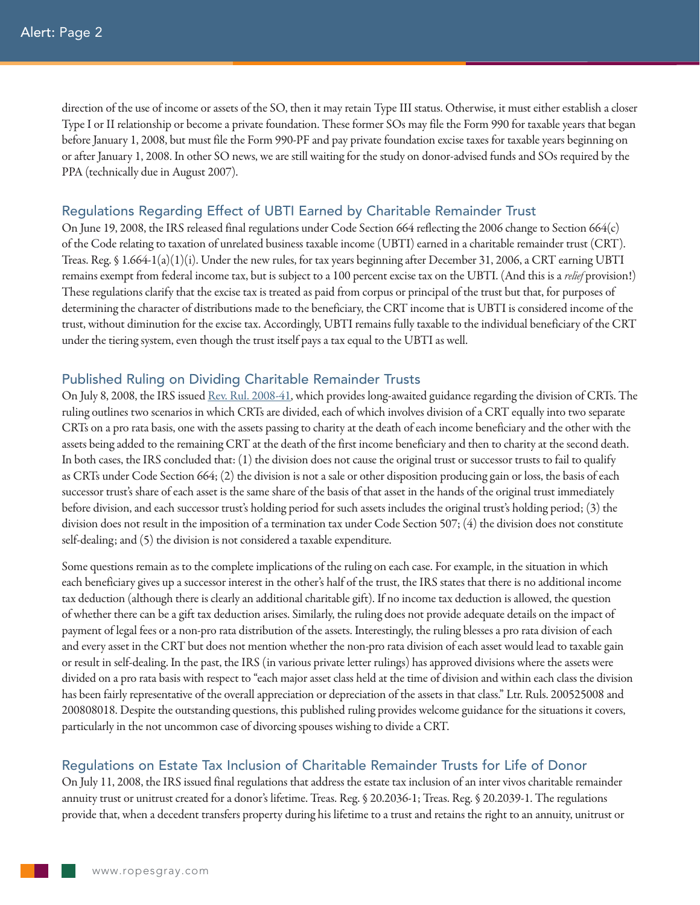direction of the use of income or assets of the SO, then it may retain Type III status. Otherwise, it must either establish a closer Type I or II relationship or become a private foundation. These former SOs may file the Form 990 for taxable years that began before January 1, 2008, but must file the Form 990-PF and pay private foundation excise taxes for taxable years beginning on or after January 1, 2008. In other SO news, we are still waiting for the study on donor-advised funds and SOs required by the PPA (technically due in August 2007).

## Regulations Regarding Effect of UBTI Earned by Charitable Remainder Trust

On June 19, 2008, the IRS released final regulations under Code Section 664 reflecting the 2006 change to Section 664(c) of the Code relating to taxation of unrelated business taxable income (UBTI) earned in a charitable remainder trust (CRT). Treas. Reg. § 1.664-1(a)(1)(i). Under the new rules, for tax years beginning after December 31, 2006, a CRT earning UBTI remains exempt from federal income tax, but is subject to a 100 percent excise tax on the UBTI. (And this is a *relief* provision!) These regulations clarify that the excise tax is treated as paid from corpus or principal of the trust but that, for purposes of determining the character of distributions made to the beneficiary, the CRT income that is UBTI is considered income of the trust, without diminution for the excise tax. Accordingly, UBTI remains fully taxable to the individual beneficiary of the CRT under the tiering system, even though the trust itself pays a tax equal to the UBTI as well.

## Published Ruling on Dividing Charitable Remainder Trusts

On July 8, 2008, the IRS issued Rev. Rul. 2008-41, which provides long-awaited guidance regarding the division of CRTs. The ruling outlines two scenarios in which CRTs are divided, each of which involves division of a CRT equally into two separate CRTs on a pro rata basis, one with the assets passing to charity at the death of each income beneficiary and the other with the assets being added to the remaining CRT at the death of the first income beneficiary and then to charity at the second death. In both cases, the IRS concluded that: (1) the division does not cause the original trust or successor trusts to fail to qualify as CRTs under Code Section 664; (2) the division is not a sale or other disposition producing gain or loss, the basis of each successor trust's share of each asset is the same share of the basis of that asset in the hands of the original trust immediately before division, and each successor trust's holding period for such assets includes the original trust's holding period; (3) the division does not result in the imposition of a termination tax under Code Section 507; (4) the division does not constitute self-dealing; and (5) the division is not considered a taxable expenditure.

Some questions remain as to the complete implications of the ruling on each case. For example, in the situation in which each beneficiary gives up a successor interest in the other's half of the trust, the IRS states that there is no additional income tax deduction (although there is clearly an additional charitable gift). If no income tax deduction is allowed, the question of whether there can be a gift tax deduction arises. Similarly, the ruling does not provide adequate details on the impact of payment of legal fees or a non-pro rata distribution of the assets. Interestingly, the ruling blesses a pro rata division of each and every asset in the CRT but does not mention whether the non-pro rata division of each asset would lead to taxable gain or result in self-dealing. In the past, the IRS (in various private letter rulings) has approved divisions where the assets were divided on a pro rata basis with respect to "each major asset class held at the time of division and within each class the division has been fairly representative of the overall appreciation or depreciation of the assets in that class." Ltr. Ruls. 200525008 and 200808018. Despite the outstanding questions, this published ruling provides welcome guidance for the situations it covers, particularly in the not uncommon case of divorcing spouses wishing to divide a CRT.

## Regulations on Estate Tax Inclusion of Charitable Remainder Trusts for Life of Donor

On July 11, 2008, the IRS issued final regulations that address the estate tax inclusion of an inter vivos charitable remainder annuity trust or unitrust created for a donor's lifetime. Treas. Reg. § 20.2036-1; Treas. Reg. § 20.2039-1. The regulations provide that, when a decedent transfers property during his lifetime to a trust and retains the right to an annuity, unitrust or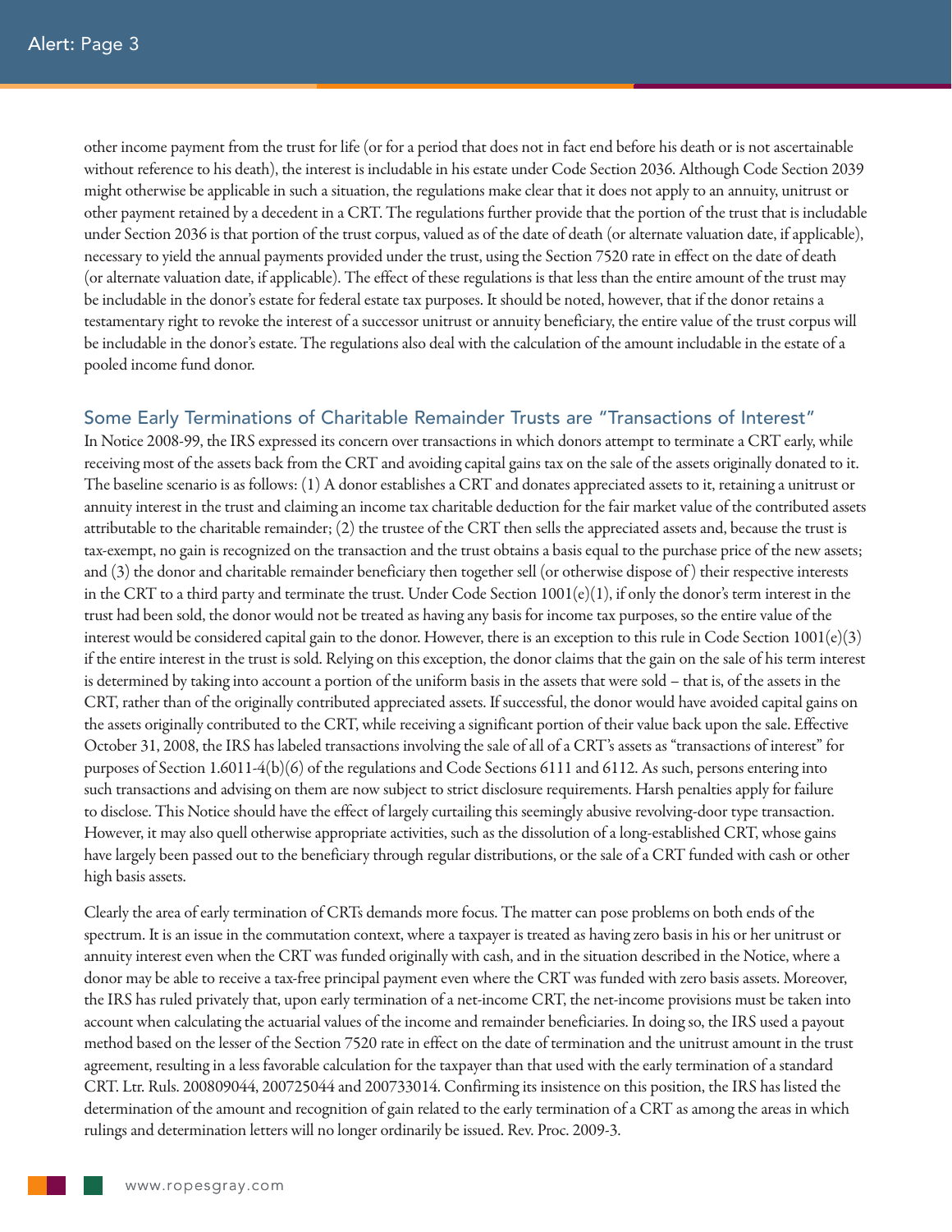other income payment from the trust for life (or for a period that does not in fact end before his death or is not ascertainable without reference to his death), the interest is includable in his estate under Code Section 2036. Although Code Section 2039 might otherwise be applicable in such a situation, the regulations make clear that it does not apply to an annuity, unitrust or other payment retained by a decedent in a CRT. The regulations further provide that the portion of the trust that is includable under Section 2036 is that portion of the trust corpus, valued as of the date of death (or alternate valuation date, if applicable), necessary to yield the annual payments provided under the trust, using the Section 7520 rate in effect on the date of death (or alternate valuation date, if applicable). The effect of these regulations is that less than the entire amount of the trust may be includable in the donor's estate for federal estate tax purposes. It should be noted, however, that if the donor retains a testamentary right to revoke the interest of a successor unitrust or annuity beneficiary, the entire value of the trust corpus will be includable in the donor's estate. The regulations also deal with the calculation of the amount includable in the estate of a pooled income fund donor.

## Some Early Terminations of Charitable Remainder Trusts are "Transactions of Interest"

In Notice 2008-99, the IRS expressed its concern over transactions in which donors attempt to terminate a CRT early, while receiving most of the assets back from the CRT and avoiding capital gains tax on the sale of the assets originally donated to it. The baseline scenario is as follows: (1) A donor establishes a CRT and donates appreciated assets to it, retaining a unitrust or annuity interest in the trust and claiming an income tax charitable deduction for the fair market value of the contributed assets attributable to the charitable remainder; (2) the trustee of the CRT then sells the appreciated assets and, because the trust is tax-exempt, no gain is recognized on the transaction and the trust obtains a basis equal to the purchase price of the new assets; and (3) the donor and charitable remainder beneficiary then together sell (or otherwise dispose of) their respective interests in the CRT to a third party and terminate the trust. Under Code Section 1001(e)(1), if only the donor's term interest in the trust had been sold, the donor would not be treated as having any basis for income tax purposes, so the entire value of the interest would be considered capital gain to the donor. However, there is an exception to this rule in Code Section 1001(e)(3) if the entire interest in the trust is sold. Relying on this exception, the donor claims that the gain on the sale of his term interest is determined by taking into account a portion of the uniform basis in the assets that were sold – that is, of the assets in the CRT, rather than of the originally contributed appreciated assets. If successful, the donor would have avoided capital gains on the assets originally contributed to the CRT, while receiving a significant portion of their value back upon the sale. Effective October 31, 2008, the IRS has labeled transactions involving the sale of all of a CRT's assets as "transactions of interest" for purposes of Section 1.6011-4(b)(6) of the regulations and Code Sections 6111 and 6112. As such, persons entering into such transactions and advising on them are now subject to strict disclosure requirements. Harsh penalties apply for failure to disclose. This Notice should have the effect of largely curtailing this seemingly abusive revolving-door type transaction. However, it may also quell otherwise appropriate activities, such as the dissolution of a long-established CRT, whose gains have largely been passed out to the beneficiary through regular distributions, or the sale of a CRT funded with cash or other high basis assets.

Clearly the area of early termination of CRTs demands more focus. The matter can pose problems on both ends of the spectrum. It is an issue in the commutation context, where a taxpayer is treated as having zero basis in his or her unitrust or annuity interest even when the CRT was funded originally with cash, and in the situation described in the Notice, where a donor may be able to receive a tax-free principal payment even where the CRT was funded with zero basis assets. Moreover, the IRS has ruled privately that, upon early termination of a net-income CRT, the net-income provisions must be taken into account when calculating the actuarial values of the income and remainder beneficiaries. In doing so, the IRS used a payout method based on the lesser of the Section 7520 rate in effect on the date of termination and the unitrust amount in the trust agreement, resulting in a less favorable calculation for the taxpayer than that used with the early termination of a standard CRT. Ltr. Ruls. 200809044, 200725044 and 200733014. Confirming its insistence on this position, the IRS has listed the determination of the amount and recognition of gain related to the early termination of a CRT as among the areas in which rulings and determination letters will no longer ordinarily be issued. Rev. Proc. 2009-3.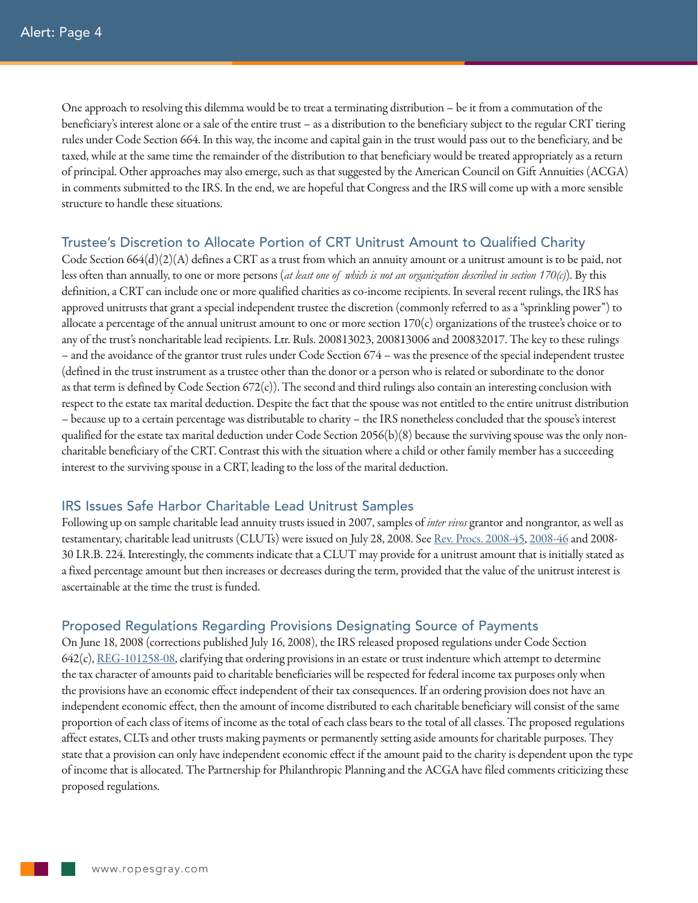One approach to resolving this dilemma would be to treat a terminating distribution – be it from a commutation of the beneficiary's interest alone or a sale of the entire trust – as a distribution to the beneficiary subject to the regular CRT tiering rules under Code Section 664. In this way, the income and capital gain in the trust would pass out to the beneficiary, and be taxed, while at the same time the remainder of the distribution to that beneficiary would be treated appropriately as a return of principal. Other approaches may also emerge, such as that suggested by the American Council on Gift Annuities (ACGA) in comments submitted to the IRS. In the end, we are hopeful that Congress and the IRS will come up with a more sensible structure to handle these situations.

## Trustee's Discretion to Allocate Portion of CRT Unitrust Amount to Qualified Charity

Code Section 664(d)(2)(A) defines a CRT as a trust from which an annuity amount or a unitrust amount is to be paid, not less often than annually, to one or more persons (*at least one of which is not an organization described in section 170(c)*). By this definition, a CRT can include one or more qualified charities as co-income recipients. In several recent rulings, the IRS has approved unitrusts that grant a special independent trustee the discretion (commonly referred to as a "sprinkling power") to allocate a percentage of the annual unitrust amount to one or more section 170(c) organizations of the trustee's choice or to any of the trust's noncharitable lead recipients. Ltr. Ruls. 200813023, 200813006 and 200832017. The key to these rulings – and the avoidance of the grantor trust rules under Code Section 674 – was the presence of the special independent trustee (defined in the trust instrument as a trustee other than the donor or a person who is related or subordinate to the donor as that term is defined by Code Section 672(c)). The second and third rulings also contain an interesting conclusion with respect to the estate tax marital deduction. Despite the fact that the spouse was not entitled to the entire unitrust distribution – because up to a certain percentage was distributable to charity – the IRS nonetheless concluded that the spouse's interest qualified for the estate tax marital deduction under Code Section 2056(b)(8) because the surviving spouse was the only non-charitable beneficiary of the CRT. Contrast this with the situation where a child or other family member has a succeeding interest to the surviving spouse in a CRT, leading to the loss of the marital deduction.

## IRS Issues Safe Harbor Charitable Lead Unitrust Samples

Following up on sample charitable lead annuity trusts issued in 2007, samples of *inter vivos* grantor and nongrantor, as well as testamentary, charitable lead unitrusts (CLUTs) were issued on July 28, 2008. See Rev. Procs. 2008-45, 2008-46 and 2008-30 I.R.B. 224. Interestingly, the comments indicate that a CLUT may provide for a unitrust amount that is initially stated as a fixed percentage amount but then increases or decreases during the term, provided that the value of the unitrust interest is ascertainable at the time the trust is funded.

## Proposed Regulations Regarding Provisions Designating Source of Payments

On June 18, 2008 (corrections published July 16, 2008), the IRS released proposed regulations under Code Section 642(c), REG-101258-08, clarifying that ordering provisions in an estate or trust indenture which attempt to determine the tax character of amounts paid to charitable beneficiaries will be respected for federal income tax purposes only when the provisions have an economic effect independent of their tax consequences. If an ordering provision does not have an independent economic effect, then the amount of income distributed to each charitable beneficiary will consist of the same proportion of each class of items of income as the total of each class bears to the total of all classes. The proposed regulations affect estates, CLTs and other trusts making payments or permanently setting aside amounts for charitable purposes. They state that a provision can only have independent economic effect if the amount paid to the charity is dependent upon the type of income that is allocated. The Partnership for Philanthropic Planning and the ACGA have filed comments criticizing these proposed regulations.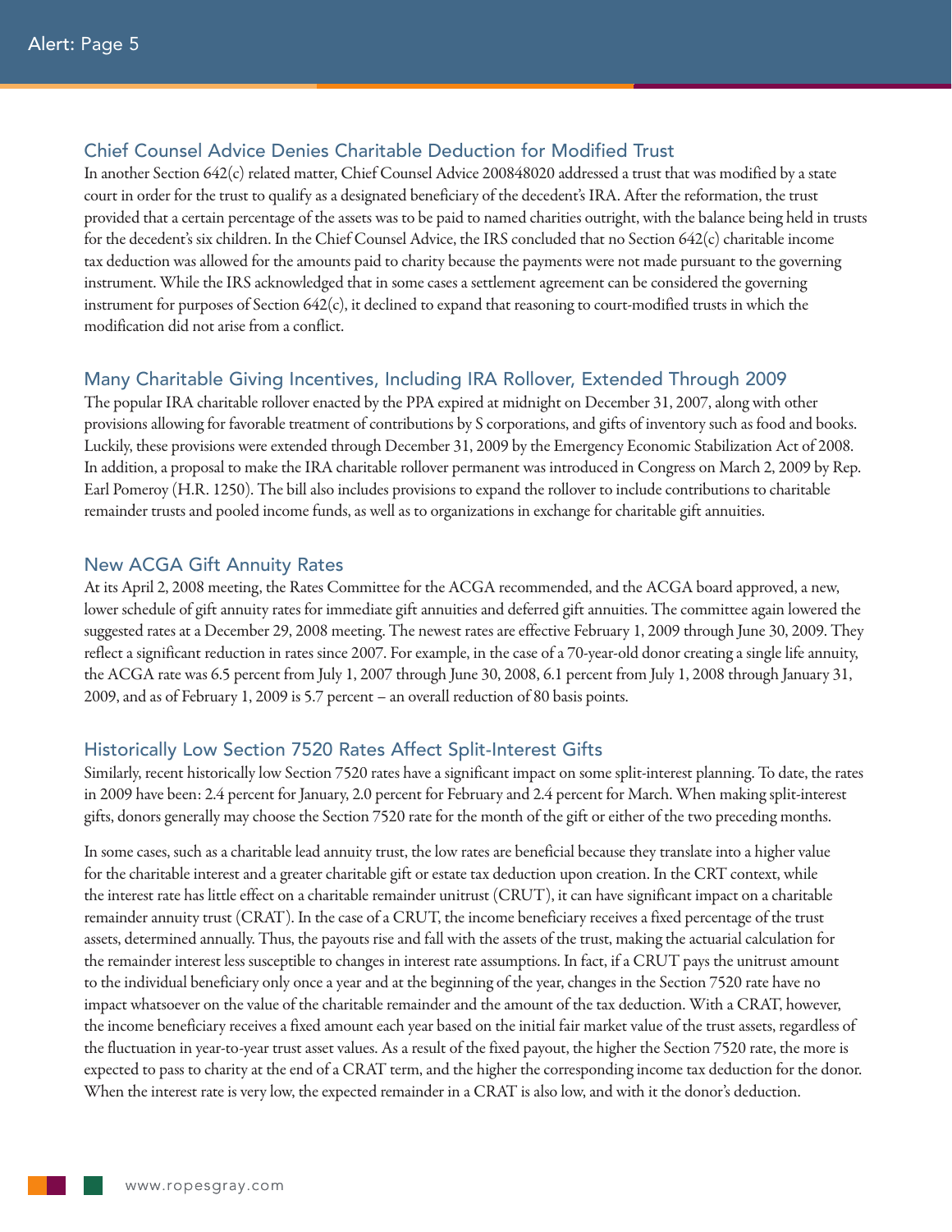## Chief Counsel Advice Denies Charitable Deduction for Modified Trust

In another Section 642(c) related matter, Chief Counsel Advice 200848020 addressed a trust that was modified by a state court in order for the trust to qualify as a designated beneficiary of the decedent's IRA. After the reformation, the trust provided that a certain percentage of the assets was to be paid to named charities outright, with the balance being held in trusts for the decedent's six children. In the Chief Counsel Advice, the IRS concluded that no Section 642(c) charitable income tax deduction was allowed for the amounts paid to charity because the payments were not made pursuant to the governing instrument. While the IRS acknowledged that in some cases a settlement agreement can be considered the governing instrument for purposes of Section 642(c), it declined to expand that reasoning to court-modified trusts in which the modification did not arise from a conflict.

## Many Charitable Giving Incentives, Including IRA Rollover, Extended Through 2009

The popular IRA charitable rollover enacted by the PPA expired at midnight on December 31, 2007, along with other provisions allowing for favorable treatment of contributions by S corporations, and gifts of inventory such as food and books. Luckily, these provisions were extended through December 31, 2009 by the Emergency Economic Stabilization Act of 2008. In addition, a proposal to make the IRA charitable rollover permanent was introduced in Congress on March 2, 2009 by Rep. Earl Pomeroy (H.R. 1250). The bill also includes provisions to expand the rollover to include contributions to charitable remainder trusts and pooled income funds, as well as to organizations in exchange for charitable gift annuities.

## New ACGA Gift Annuity Rates

At its April 2, 2008 meeting, the Rates Committee for the ACGA recommended, and the ACGA board approved, a new, lower schedule of gift annuity rates for immediate gift annuities and deferred gift annuities. The committee again lowered the suggested rates at a December 29, 2008 meeting. The newest rates are effective February 1, 2009 through June 30, 2009. They reflect a significant reduction in rates since 2007. For example, in the case of a 70-year-old donor creating a single life annuity, the ACGA rate was 6.5 percent from July 1, 2007 through June 30, 2008, 6.1 percent from July 1, 2008 through January 31, 2009, and as of February 1, 2009 is 5.7 percent – an overall reduction of 80 basis points.

## Historically Low Section 7520 Rates Affect Split-Interest Gifts

Similarly, recent historically low Section 7520 rates have a significant impact on some split-interest planning. To date, the rates in 2009 have been: 2.4 percent for January, 2.0 percent for February and 2.4 percent for March. When making split-interest gifts, donors generally may choose the Section 7520 rate for the month of the gift or either of the two preceding months.

In some cases, such as a charitable lead annuity trust, the low rates are beneficial because they translate into a higher value for the charitable interest and a greater charitable gift or estate tax deduction upon creation. In the CRT context, while the interest rate has little effect on a charitable remainder unitrust (CRUT), it can have significant impact on a charitable remainder annuity trust (CRAT). In the case of a CRUT, the income beneficiary receives a fixed percentage of the trust assets, determined annually. Thus, the payouts rise and fall with the assets of the trust, making the actuarial calculation for the remainder interest less susceptible to changes in interest rate assumptions. In fact, if a CRUT pays the unitrust amount to the individual beneficiary only once a year and at the beginning of the year, changes in the Section 7520 rate have no impact whatsoever on the value of the charitable remainder and the amount of the tax deduction. With a CRAT, however, the income beneficiary receives a fixed amount each year based on the initial fair market value of the trust assets, regardless of the fluctuation in year-to-year trust asset values. As a result of the fixed payout, the higher the Section 7520 rate, the more is expected to pass to charity at the end of a CRAT term, and the higher the corresponding income tax deduction for the donor. When the interest rate is very low, the expected remainder in a CRAT is also low, and with it the donor's deduction.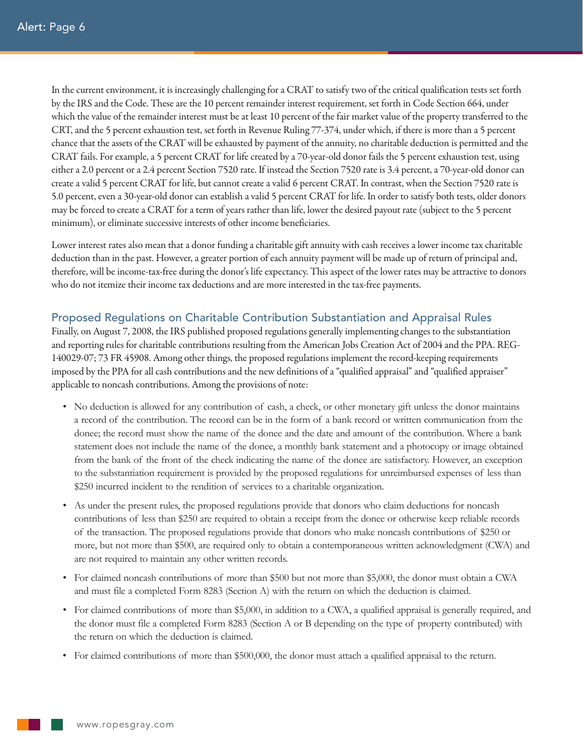In the current environment, it is increasingly challenging for a CRAT to satisfy two of the critical qualification tests set forth by the IRS and the Code. These are the 10 percent remainder interest requirement, set forth in Code Section 664, under which the value of the remainder interest must be at least 10 percent of the fair market value of the property transferred to the CRT, and the 5 percent exhaustion test, set forth in Revenue Ruling 77-374, under which, if there is more than a 5 percent chance that the assets of the CRAT will be exhausted by payment of the annuity, no charitable deduction is permitted and the CRAT fails. For example, a 5 percent CRAT for life created by a 70-year-old donor fails the 5 percent exhaustion test, using either a 2.0 percent or a 2.4 percent Section 7520 rate. If instead the Section 7520 rate is 3.4 percent, a 70-year-old donor can create a valid 5 percent CRAT for life, but cannot create a valid 6 percent CRAT. In contrast, when the Section 7520 rate is 5.0 percent, even a 30-year-old donor can establish a valid 5 percent CRAT for life. In order to satisfy both tests, older donors may be forced to create a CRAT for a term of years rather than life, lower the desired payout rate (subject to the 5 percent minimum), or eliminate successive interests of other income beneficiaries.

Lower interest rates also mean that a donor funding a charitable gift annuity with cash receives a lower income tax charitable deduction than in the past. However, a greater portion of each annuity payment will be made up of return of principal and, therefore, will be income-tax-free during the donor's life expectancy. This aspect of the lower rates may be attractive to donors who do not itemize their income tax deductions and are more interested in the tax-free payments.

## Proposed Regulations on Charitable Contribution Substantiation and Appraisal Rules

Finally, on August 7, 2008, the IRS published proposed regulations generally implementing changes to the substantiation and reporting rules for charitable contributions resulting from the American Jobs Creation Act of 2004 and the PPA. REG-140029-07; 73 FR 45908. Among other things, the proposed regulations implement the record-keeping requirements imposed by the PPA for all cash contributions and the new definitions of a "qualified appraisal" and "qualified appraiser" applicable to noncash contributions. Among the provisions of note:

- No deduction is allowed for any contribution of cash, a check, or other monetary gift unless the donor maintains a record of the contribution. The record can be in the form of a bank record or written communication from the donee; the record must show the name of the donee and the date and amount of the contribution. Where a bank statement does not include the name of the donee, a monthly bank statement and a photocopy or image obtained from the bank of the front of the check indicating the name of the donee are satisfactory. However, an exception to the substantiation requirement is provided by the proposed regulations for unreimbursed expenses of less than $250 incurred incident to the rendition of services to a charitable organization.
- As under the present rules, the proposed regulations provide that donors who claim deductions for noncash contributions of less than $250 are required to obtain a receipt from the donee or otherwise keep reliable records of the transaction. The proposed regulations provide that donors who make noncash contributions of $250 or more, but not more than $500, are required only to obtain a contemporaneous written acknowledgment (CWA) and are not required to maintain any other written records.
- For claimed noncash contributions of more than $500 but not more than $5,000, the donor must obtain a CWA and must file a completed Form 8283 (Section A) with the return on which the deduction is claimed.
- For claimed contributions of more than $5,000, in addition to a CWA, a qualified appraisal is generally required, and the donor must file a completed Form 8283 (Section A or B depending on the type of property contributed) with the return on which the deduction is claimed.
- For claimed contributions of more than $500,000, the donor must attach a qualified appraisal to the return.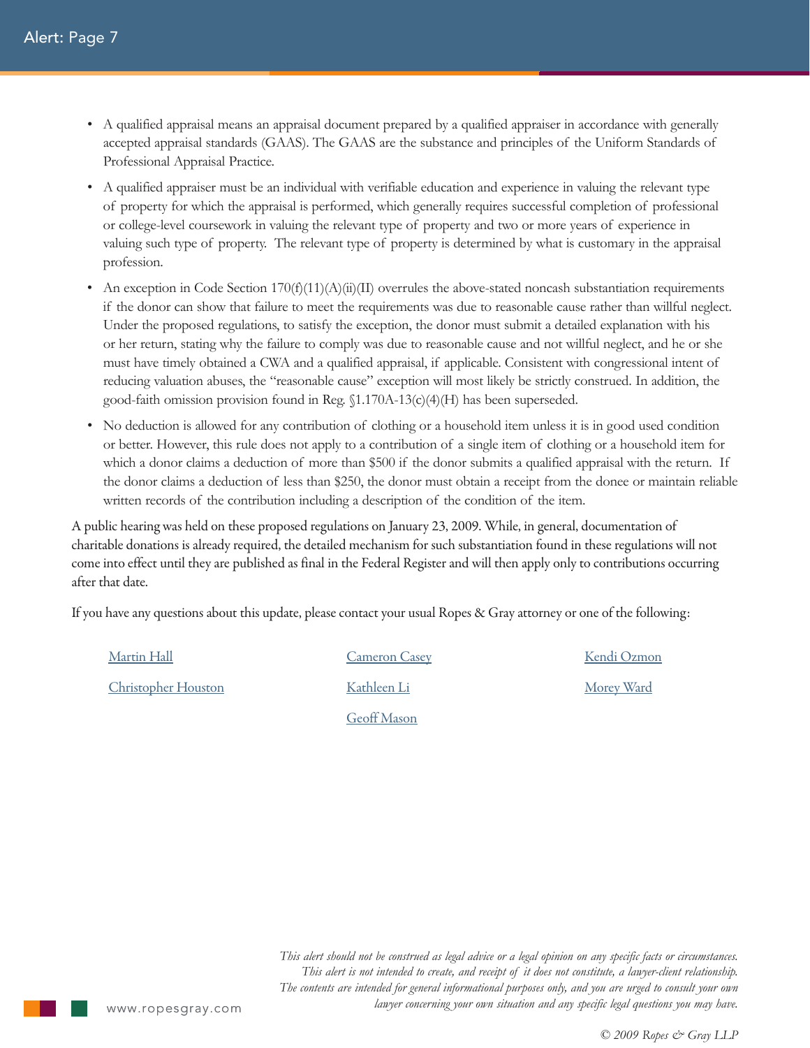- A qualified appraisal means an appraisal document prepared by a qualified appraiser in accordance with generally accepted appraisal standards (GAAS). The GAAS are the substance and principles of the Uniform Standards of Professional Appraisal Practice.
- A qualified appraiser must be an individual with verifiable education and experience in valuing the relevant type of property for which the appraisal is performed, which generally requires successful completion of professional or college-level coursework in valuing the relevant type of property and two or more years of experience in valuing such type of property. The relevant type of property is determined by what is customary in the appraisal profession.
- An exception in Code Section 170(f)(11)(A)(ii)(II) overrules the above-stated noncash substantiation requirements if the donor can show that failure to meet the requirements was due to reasonable cause rather than willful neglect. Under the proposed regulations, to satisfy the exception, the donor must submit a detailed explanation with his or her return, stating why the failure to comply was due to reasonable cause and not willful neglect, and he or she must have timely obtained a CWA and a qualified appraisal, if applicable. Consistent with congressional intent of reducing valuation abuses, the "reasonable cause" exception will most likely be strictly construed. In addition, the good-faith omission provision found in Reg. §1.170A-13(c)(4)(H) has been superseded.
- No deduction is allowed for any contribution of clothing or a household item unless it is in good used condition or better. However, this rule does not apply to a contribution of a single item of clothing or a household item for which a donor claims a deduction of more than $500 if the donor submits a qualified appraisal with the return. If the donor claims a deduction of less than $250, the donor must obtain a receipt from the donee or maintain reliable written records of the contribution including a description of the condition of the item.

A public hearing was held on these proposed regulations on January 23, 2009. While, in general, documentation of charitable donations is already required, the detailed mechanism for such substantiation found in these regulations will not come into effect until they are published as final in the Federal Register and will then apply only to contributions occurring after that date.

If you have any questions about this update, please contact your usual Ropes & Gray attorney or one of the following:

Martin Hall
Christopher Houston
Cameron Casey
Kathleen Li
Geoff Mason
Kendi Ozmon
Morey Ward

*This alert should not be construed as legal advice or a legal opinion on any specific facts or circumstances. This alert is not intended to create, and receipt of it does not constitute, a lawyer-client relationship. The contents are intended for general informational purposes only, and you are urged to consult your own lawyer concerning your own situation and any specific legal questions you may have.*

www.ropesgray.com

*© 2009 Ropes & Gray LLP*